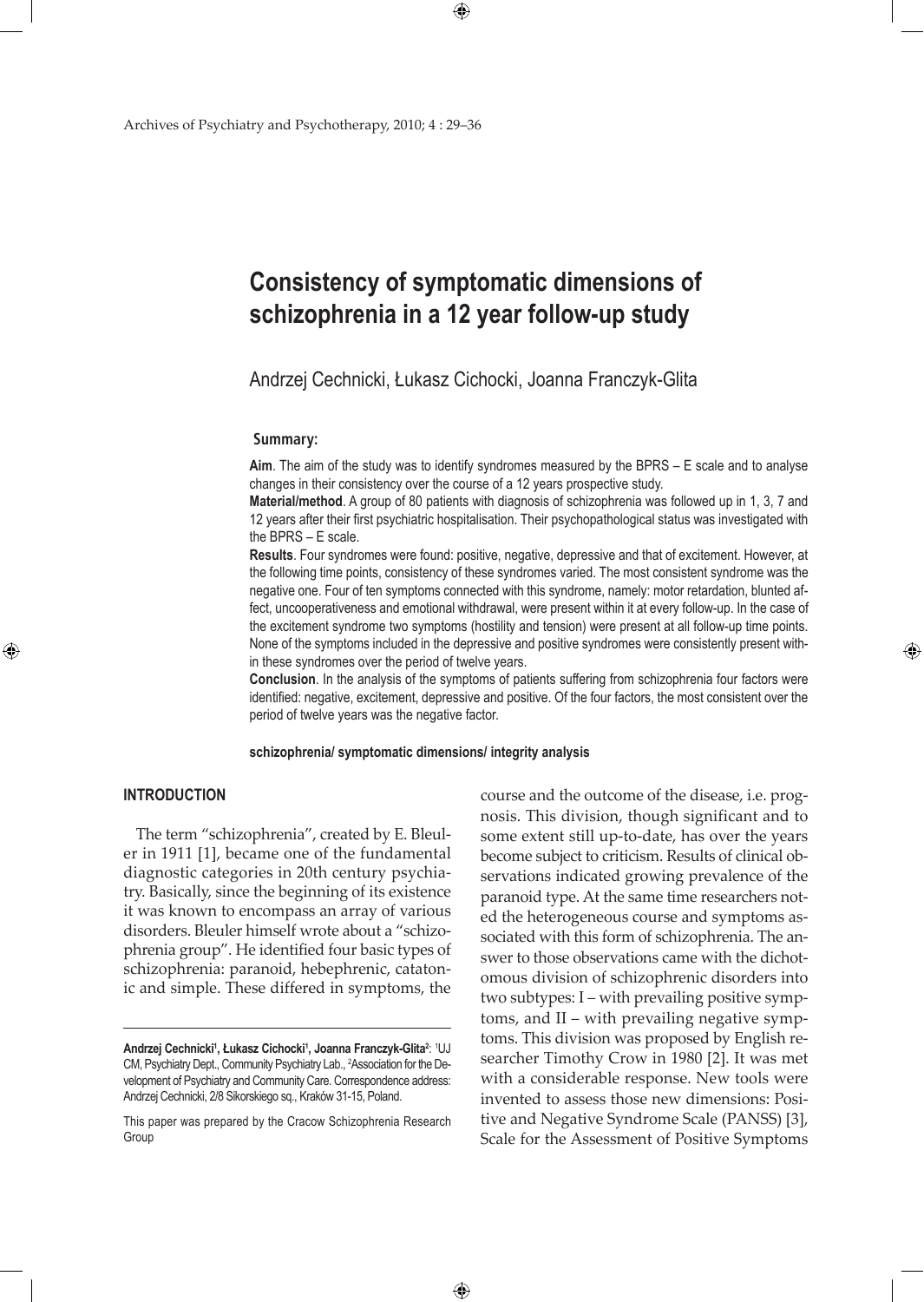# Consistency of symptomatic dimensions of schizophrenia in a 12 year follow-up study

Andrzej Cechnicki, Łukasz Cichocki, Joanna Franczyk-Glita

**Summary:**

**Aim**. The aim of the study was to identify syndromes measured by the BPRS – E scale and to analyse changes in their consistency over the course of a 12 years prospective study.

**Material/method**. A group of 80 patients with diagnosis of schizophrenia was followed up in 1, 3, 7 and 12 years after their first psychiatric hospitalisation. Their psychopathological status was investigated with the BPRS – E scale.

**Results**. Four syndromes were found: positive, negative, depressive and that of excitement. However, at the following time points, consistency of these syndromes varied. The most consistent syndrome was the negative one. Four of ten symptoms connected with this syndrome, namely: motor retardation, blunted affect, uncooperativeness and emotional withdrawal, were present within it at every follow-up. In the case of the excitement syndrome two symptoms (hostility and tension) were present at all follow-up time points. None of the symptoms included in the depressive and positive syndromes were consistently present within these syndromes over the period of twelve years.

**Conclusion**. In the analysis of the symptoms of patients suffering from schizophrenia four factors were identified: negative, excitement, depressive and positive. Of the four factors, the most consistent over the period of twelve years was the negative factor.

**schizophrenia/ symptomatic dimensions/ integrity analysis**

## INTRODUCTION

The term "schizophrenia", created by E. Bleuler in 1911 [1], became one of the fundamental diagnostic categories in 20th century psychiatry. Basically, since the beginning of its existence it was known to encompass an array of various disorders. Bleuler himself wrote about a "schizophrenia group". He identified four basic types of schizophrenia: paranoid, hebephrenic, catatonic and simple. These differed in symptoms, the course and the outcome of the disease, i.e. prognosis. This division, though significant and to some extent still up-to-date, has over the years become subject to criticism. Results of clinical observations indicated growing prevalence of the paranoid type. At the same time researchers noted the heterogeneous course and symptoms associated with this form of schizophrenia. The answer to those observations came with the dichotomous division of schizophrenic disorders into two subtypes: I – with prevailing positive symptoms, and II – with prevailing negative symptoms. This division was proposed by English researcher Timothy Crow in 1980 [2]. It was met with a considerable response. New tools were invented to assess those new dimensions: Positive and Negative Syndrome Scale (PANSS) [3], Scale for the Assessment of Positive Symptoms

---

**Andrzej Cechnicki[1], Łukasz Cichocki[1], Joanna Franczyk-Glita[2]**: [1]UJ CM, Psychiatry Dept., Community Psychiatry Lab., [2]Association for the Development of Psychiatry and Community Care. Correspondence address: Andrzej Cechnicki, 2/8 Sikorskiego sq., Kraków 31-15, Poland.

This paper was prepared by the Cracow Schizophrenia Research Group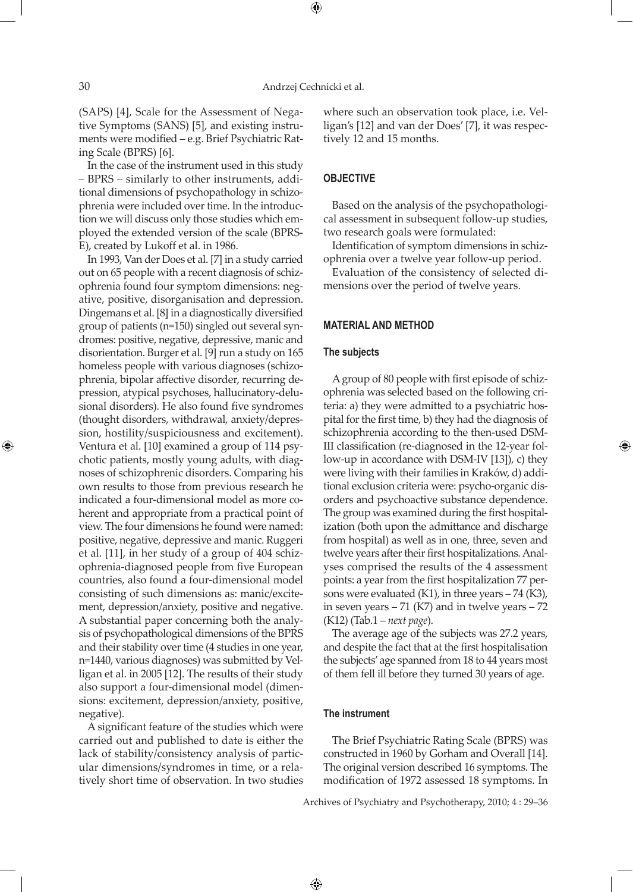(SAPS) [4], Scale for the Assessment of Negative Symptoms (SANS) [5], and existing instruments were modified – e.g. Brief Psychiatric Rating Scale (BPRS) [6].

In the case of the instrument used in this study – BPRS – similarly to other instruments, additional dimensions of psychopathology in schizophrenia were included over time. In the introduction we will discuss only those studies which employed the extended version of the scale (BPRS-E), created by Lukoff et al. in 1986.

In 1993, Van der Does et al. [7] in a study carried out on 65 people with a recent diagnosis of schizophrenia found four symptom dimensions: negative, positive, disorganisation and depression. Dingemans et al. [8] in a diagnostically diversified group of patients (n=150) singled out several syndromes: positive, negative, depressive, manic and disorientation. Burger et al. [9] run a study on 165 homeless people with various diagnoses (schizophrenia, bipolar affective disorder, recurring depression, atypical psychoses, hallucinatory-delusional disorders). He also found five syndromes (thought disorders, withdrawal, anxiety/depression, hostility/suspiciousness and excitement). Ventura et al. [10] examined a group of 114 psychotic patients, mostly young adults, with diagnoses of schizophrenic disorders. Comparing his own results to those from previous research he indicated a four-dimensional model as more coherent and appropriate from a practical point of view. The four dimensions he found were named: positive, negative, depressive and manic. Ruggeri et al. [11], in her study of a group of 404 schizophrenia-diagnosed people from five European countries, also found a four-dimensional model consisting of such dimensions as: manic/excitement, depression/anxiety, positive and negative. A substantial paper concerning both the analysis of psychopathological dimensions of the BPRS and their stability over time (4 studies in one year, n=1440, various diagnoses) was submitted by Velligan et al. in 2005 [12]. The results of their study also support a four-dimensional model (dimensions: excitement, depression/anxiety, positive, negative).

A significant feature of the studies which were carried out and published to date is either the lack of stability/consistency analysis of particular dimensions/syndromes in time, or a relatively short time of observation. In two studies where such an observation took place, i.e. Velligan's [12] and van der Does' [7], it was respectively 12 and 15 months.

## OBJECTIVE

Based on the analysis of the psychopathological assessment in subsequent follow-up studies, two research goals were formulated:

Identification of symptom dimensions in schizophrenia over a twelve year follow-up period.

Evaluation of the consistency of selected dimensions over the period of twelve years.

## MATERIAL AND METHOD

### The subjects

A group of 80 people with first episode of schizophrenia was selected based on the following criteria: a) they were admitted to a psychiatric hospital for the first time, b) they had the diagnosis of schizophrenia according to the then-used DSM-III classification (re-diagnosed in the 12-year follow-up in accordance with DSM-IV [13]), c) they were living with their families in Kraków, d) additional exclusion criteria were: psycho-organic disorders and psychoactive substance dependence. The group was examined during the first hospitalization (both upon the admittance and discharge from hospital) as well as in one, three, seven and twelve years after their first hospitalizations. Analyses comprised the results of the 4 assessment points: a year from the first hospitalization 77 persons were evaluated (K1), in three years – 74 (K3), in seven years – 71 (K7) and in twelve years – 72 (K12) (Tab.1 – *next page*).

The average age of the subjects was 27.2 years, and despite the fact that at the first hospitalisation the subjects' age spanned from 18 to 44 years most of them fell ill before they turned 30 years of age.

### The instrument

The Brief Psychiatric Rating Scale (BPRS) was constructed in 1960 by Gorham and Overall [14]. The original version described 16 symptoms. The modification of 1972 assessed 18 symptoms. In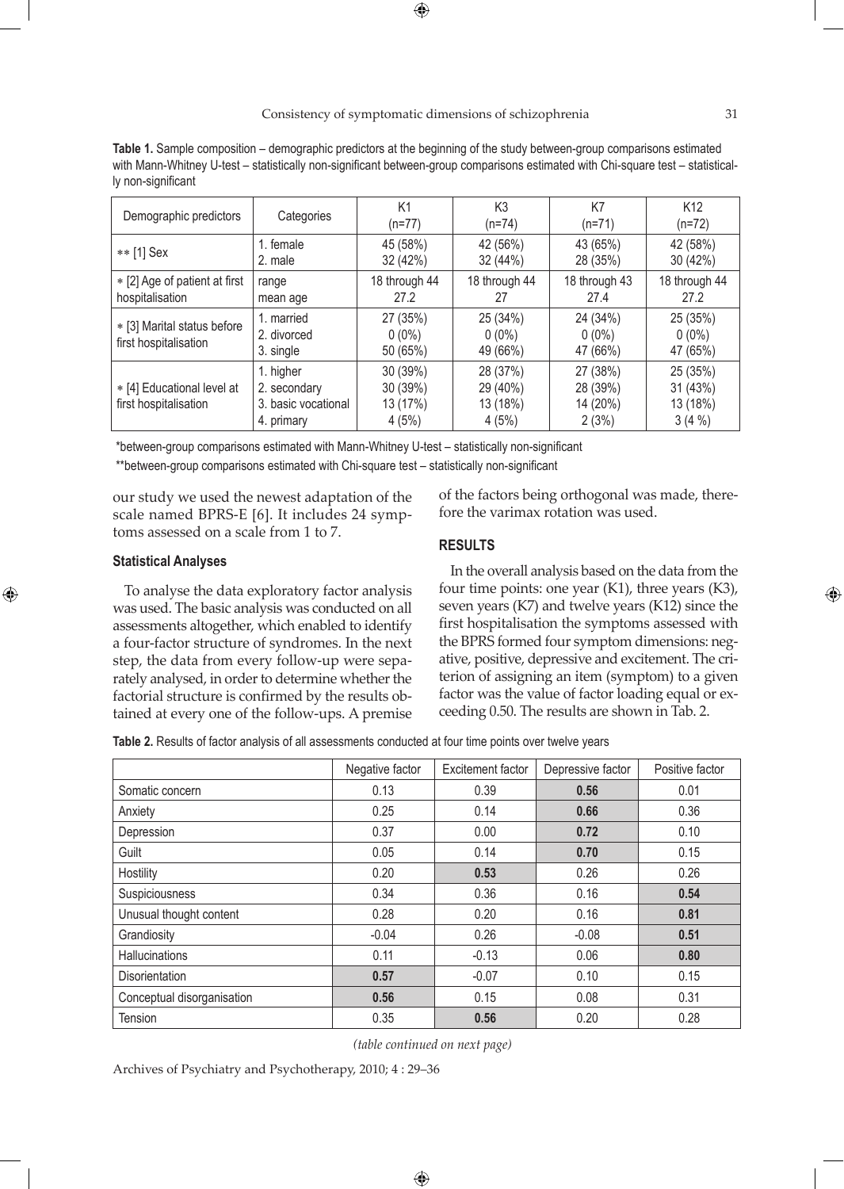**Table 1.** Sample composition – demographic predictors at the beginning of the study between-group comparisons estimated with Mann-Whitney U-test – statistically non-significant between-group comparisons estimated with Chi-square test – statistically non-significant

| Demographic predictors | Categories | K1 (n=77) | K3 (n=74) | K7 (n=71) | K12 (n=72) |
|---|---|---|---|---|---|
| ** [1] Sex | 1. female<br>2. male | 45 (58%)<br>32 (42%) | 42 (56%)<br>32 (44%) | 43 (65%)<br>28 (35%) | 42 (58%)<br>30 (42%) |
| * [2] Age of patient at first hospitalisation | range<br>mean age | 18 through 44<br>27.2 | 18 through 44<br>27 | 18 through 43<br>27.4 | 18 through 44<br>27.2 |
| * [3] Marital status before first hospitalisation | 1. married<br>2. divorced<br>3. single | 27 (35%)<br>0 (0%)<br>50 (65%) | 25 (34%)<br>0 (0%)<br>49 (66%) | 24 (34%)<br>0 (0%)<br>47 (66%) | 25 (35%)<br>0 (0%)<br>47 (65%) |
| * [4] Educational level at first hospitalisation | 1. higher<br>2. secondary<br>3. basic vocational<br>4. primary | 30 (39%)<br>30 (39%)<br>13 (17%)<br>4 (5%) | 28 (37%)<br>29 (40%)<br>13 (18%)<br>4 (5%) | 27 (38%)<br>28 (39%)<br>14 (20%)<br>2 (3%) | 25 (35%)<br>31 (43%)<br>13 (18%)<br>3 (4 %) |

*between-group comparisons estimated with Mann-Whitney U-test – statistically non-significant

**between-group comparisons estimated with Chi-square test – statistically non-significant

our study we used the newest adaptation of the scale named BPRS-E [6]. It includes 24 symptoms assessed on a scale from 1 to 7.

#### Statistical Analyses

To analyse the data exploratory factor analysis was used. The basic analysis was conducted on all assessments altogether, which enabled to identify a four-factor structure of syndromes. In the next step, the data from every follow-up were separately analysed, in order to determine whether the factorial structure is confirmed by the results obtained at every one of the follow-ups. A premise of the factors being orthogonal was made, therefore the varimax rotation was used.

## RESULTS

In the overall analysis based on the data from the four time points: one year (K1), three years (K3), seven years (K7) and twelve years (K12) since the first hospitalisation the symptoms assessed with the BPRS formed four symptom dimensions: negative, positive, depressive and excitement. The criterion of assigning an item (symptom) to a given factor was the value of factor loading equal or exceeding 0.50. The results are shown in Tab. 2.

**Table 2.** Results of factor analysis of all assessments conducted at four time points over twelve years

| | Negative factor | Excitement factor | Depressive factor | Positive factor |
|---|---|---|---|---|
| Somatic concern | 0.13 | 0.39 | **0.56** | 0.01 |
| Anxiety | 0.25 | 0.14 | **0.66** | 0.36 |
| Depression | 0.37 | 0.00 | **0.72** | 0.10 |
| Guilt | 0.05 | 0.14 | **0.70** | 0.15 |
| Hostility | 0.20 | **0.53** | 0.26 | 0.26 |
| Suspiciousness | 0.34 | 0.36 | 0.16 | **0.54** |
| Unusual thought content | 0.28 | 0.20 | 0.16 | **0.81** |
| Grandiosity | -0.04 | 0.26 | -0.08 | **0.51** |
| Hallucinations | 0.11 | -0.13 | 0.06 | **0.80** |
| Disorientation | **0.57** | -0.07 | 0.10 | 0.15 |
| Conceptual disorganisation | **0.56** | 0.15 | 0.08 | 0.31 |
| Tension | 0.35 | **0.56** | 0.20 | 0.28 |

*(table continued on next page)*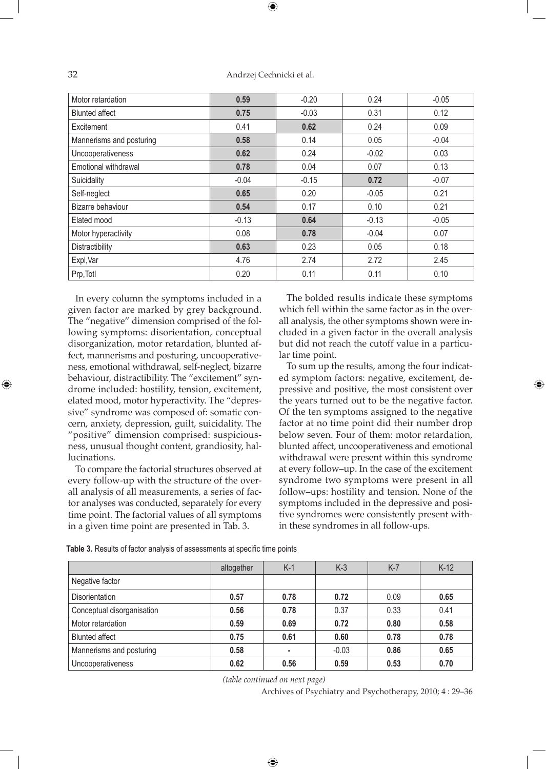| | | | | |
|---|---|---|---|---|
| Motor retardation | **0.59** | -0.20 | 0.24 | -0.05 |
| Blunted affect | **0.75** | -0.03 | 0.31 | 0.12 |
| Excitement | 0.41 | **0.62** | 0.24 | 0.09 |
| Mannerisms and posturing | **0.58** | 0.14 | 0.05 | -0.04 |
| Uncooperativeness | **0.62** | 0.24 | -0.02 | 0.03 |
| Emotional withdrawal | **0.78** | 0.04 | 0.07 | 0.13 |
| Suicidality | -0.04 | -0.15 | **0.72** | -0.07 |
| Self-neglect | **0.65** | 0.20 | -0.05 | 0.21 |
| Bizarre behaviour | **0.54** | 0.17 | 0.10 | 0.21 |
| Elated mood | -0.13 | **0.64** | -0.13 | -0.05 |
| Motor hyperactivity | 0.08 | **0.78** | -0.04 | 0.07 |
| Distractibility | **0.63** | 0.23 | 0.05 | 0.18 |
| Expl,Var | 4.76 | 2.74 | 2.72 | 2.45 |
| Prp,Totl | 0.20 | 0.11 | 0.11 | 0.10 |

In every column the symptoms included in a given factor are marked by grey background. The "negative" dimension comprised of the following symptoms: disorientation, conceptual disorganization, motor retardation, blunted affect, mannerisms and posturing, uncooperativeness, emotional withdrawal, self-neglect, bizarre behaviour, distractibility. The "excitement" syndrome included: hostility, tension, excitement, elated mood, motor hyperactivity. The "depressive" syndrome was composed of: somatic concern, anxiety, depression, guilt, suicidality. The "positive" dimension comprised: suspiciousness, unusual thought content, grandiosity, hallucinations.

To compare the factorial structures observed at every follow-up with the structure of the overall analysis of all measurements, a series of factor analyses was conducted, separately for every time point. The factorial values of all symptoms in a given time point are presented in Tab. 3.

The bolded results indicate these symptoms which fell within the same factor as in the overall analysis, the other symptoms shown were included in a given factor in the overall analysis but did not reach the cutoff value in a particular time point.

To sum up the results, among the four indicated symptom factors: negative, excitement, depressive and positive, the most consistent over the years turned out to be the negative factor. Of the ten symptoms assigned to the negative factor at no time point did their number drop below seven. Four of them: motor retardation, blunted affect, uncooperativeness and emotional withdrawal were present within this syndrome at every follow–up. In the case of the excitement syndrome two symptoms were present in all follow–ups: hostility and tension. None of the symptoms included in the depressive and positive syndromes were consistently present within these syndromes in all follow-ups.

**Table 3.** Results of factor analysis of assessments at specific time points

| | altogether | K-1 | K-3 | K-7 | K-12 |
|---|---|---|---|---|---|
| Negative factor | | | | | |
| Disorientation | **0.57** | **0.78** | **0.72** | 0.09 | **0.65** |
| Conceptual disorganisation | **0.56** | **0.78** | 0.37 | 0.33 | 0.41 |
| Motor retardation | **0.59** | **0.69** | **0.72** | **0.80** | **0.58** |
| Blunted affect | **0.75** | **0.61** | **0.60** | **0.78** | **0.78** |
| Mannerisms and posturing | **0.58** | - | -0.03 | **0.86** | **0.65** |
| Uncooperativeness | **0.62** | **0.56** | **0.59** | **0.53** | **0.70** |

*(table continued on next page)*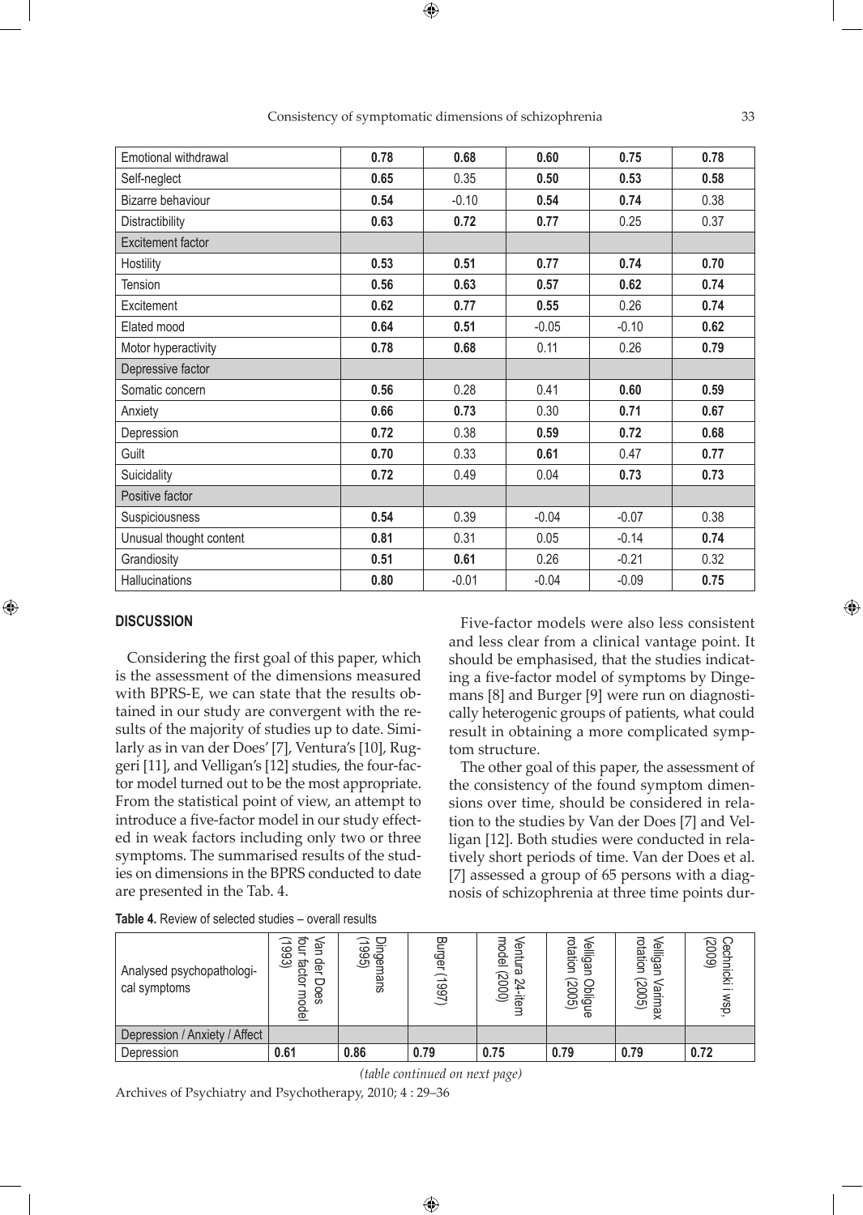| | | | | | |
|---|---|---|---|---|---|
| Emotional withdrawal | **0.78** | **0.68** | **0.60** | **0.75** | **0.78** |
| Self-neglect | **0.65** | 0.35 | **0.50** | **0.53** | **0.58** |
| Bizarre behaviour | **0.54** | -0.10 | **0.54** | **0.74** | 0.38 |
| Distractibility | **0.63** | **0.72** | **0.77** | 0.25 | 0.37 |
| Excitement factor | | | | | |
| Hostility | **0.53** | **0.51** | **0.77** | **0.74** | **0.70** |
| Tension | **0.56** | **0.63** | **0.57** | **0.62** | **0.74** |
| Excitement | **0.62** | **0.77** | **0.55** | 0.26 | **0.74** |
| Elated mood | **0.64** | **0.51** | -0.05 | -0.10 | **0.62** |
| Motor hyperactivity | **0.78** | **0.68** | 0.11 | 0.26 | **0.79** |
| Depressive factor | | | | | |
| Somatic concern | **0.56** | 0.28 | 0.41 | **0.60** | **0.59** |
| Anxiety | **0.66** | **0.73** | 0.30 | **0.71** | **0.67** |
| Depression | **0.72** | 0.38 | **0.59** | **0.72** | **0.68** |
| Guilt | **0.70** | 0.33 | **0.61** | 0.47 | **0.77** |
| Suicidality | **0.72** | 0.49 | 0.04 | **0.73** | **0.73** |
| Positive factor | | | | | |
| Suspiciousness | **0.54** | 0.39 | -0.04 | -0.07 | 0.38 |
| Unusual thought content | **0.81** | 0.31 | 0.05 | -0.14 | **0.74** |
| Grandiosity | **0.51** | **0.61** | 0.26 | -0.21 | 0.32 |
| Hallucinations | **0.80** | -0.01 | -0.04 | -0.09 | **0.75** |

## DISCUSSION

Considering the first goal of this paper, which is the assessment of the dimensions measured with BPRS-E, we can state that the results obtained in our study are convergent with the results of the majority of studies up to date. Similarly as in van der Does' [7], Ventura's [10], Ruggeri [11], and Velligan's [12] studies, the four-factor model turned out to be the most appropriate. From the statistical point of view, an attempt to introduce a five-factor model in our study effected in weak factors including only two or three symptoms. The summarised results of the studies on dimensions in the BPRS conducted to date are presented in the Tab. 4.

Five-factor models were also less consistent and less clear from a clinical vantage point. It should be emphasised, that the studies indicating a five-factor model of symptoms by Dingemans [8] and Burger [9] were run on diagnostically heterogenic groups of patients, what could result in obtaining a more complicated symptom structure.

The other goal of this paper, the assessment of the consistency of the found symptom dimensions over time, should be considered in relation to the studies by Van der Does [7] and Velligan [12]. Both studies were conducted in relatively short periods of time. Van der Does et al. [7] assessed a group of 65 persons with a diagnosis of schizophrenia at three time points dur-

**Table 4.** Review of selected studies – overall results

| Analysed psychopathological symptoms | Van der Does four factor model (1993) | Dingemans (1995) | Burger (1997) | Ventura 24-item model (2000) | Velligan Oblique rotation (2005) | Velligan Varimax rotation (2005) | Cechnicki i wsp. (2009) |
|---|---|---|---|---|---|---|---|
| Depression / Anxiety / Affect | | | | | | | |
| Depression | **0.61** | **0.86** | **0.79** | **0.75** | **0.79** | **0.79** | **0.72** |

*(table continued on next page)*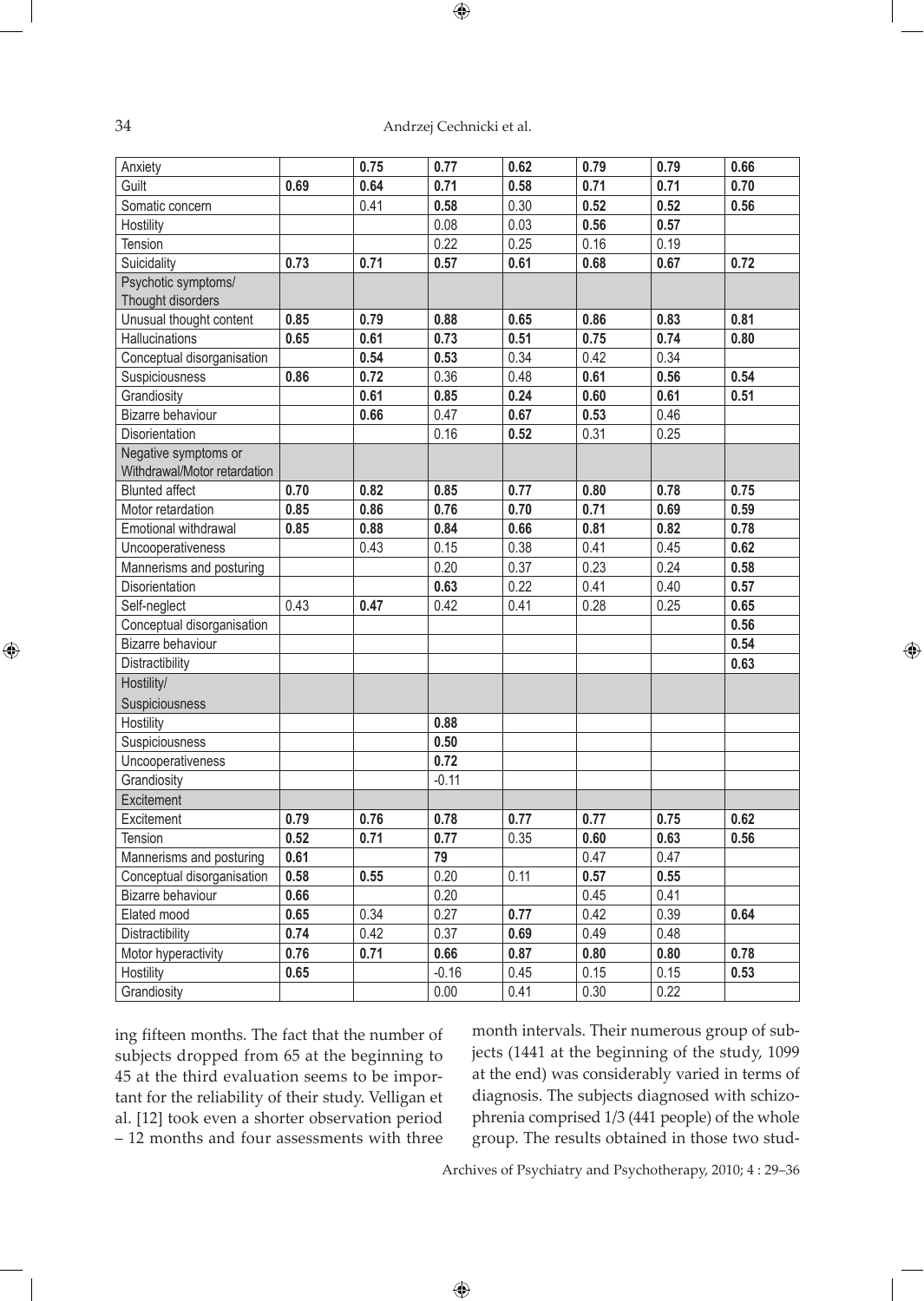| | | | | | | | |
|---|---|---|---|---|---|---|---|
| Anxiety | | **0.75** | **0.77** | **0.62** | **0.79** | **0.79** | **0.66** |
| Guilt | **0.69** | **0.64** | **0.71** | **0.58** | **0.71** | **0.71** | **0.70** |
| Somatic concern | | 0.41 | **0.58** | 0.30 | **0.52** | **0.52** | **0.56** |
| Hostility | | | 0.08 | 0.03 | **0.56** | **0.57** | |
| Tension | | | 0.22 | 0.25 | 0.16 | 0.19 | |
| Suicidality | **0.73** | **0.71** | **0.57** | **0.61** | **0.68** | **0.67** | **0.72** |
| Psychotic symptoms/ Thought disorders | | | | | | | |
| Unusual thought content | **0.85** | **0.79** | **0.88** | **0.65** | **0.86** | **0.83** | **0.81** |
| Hallucinations | **0.65** | **0.61** | **0.73** | **0.51** | **0.75** | **0.74** | **0.80** |
| Conceptual disorganisation | | **0.54** | **0.53** | 0.34 | 0.42 | 0.34 | |
| Suspiciousness | **0.86** | **0.72** | 0.36 | 0.48 | **0.61** | **0.56** | **0.54** |
| Grandiosity | | **0.61** | **0.85** | 0.24 | **0.60** | **0.61** | **0.51** |
| Bizarre behaviour | | **0.66** | 0.47 | **0.67** | **0.53** | 0.46 | |
| Disorientation | | | 0.16 | **0.52** | 0.31 | 0.25 | |
| Negative symptoms or Withdrawal/Motor retardation | | | | | | | |
| Blunted affect | **0.70** | **0.82** | **0.85** | **0.77** | **0.80** | **0.78** | **0.75** |
| Motor retardation | **0.85** | **0.86** | **0.76** | **0.70** | **0.71** | **0.69** | **0.59** |
| Emotional withdrawal | **0.85** | **0.88** | **0.84** | **0.66** | **0.81** | **0.82** | **0.78** |
| Uncooperativeness | | 0.43 | 0.15 | 0.38 | 0.41 | 0.45 | **0.62** |
| Mannerisms and posturing | | | 0.20 | 0.37 | 0.23 | 0.24 | **0.58** |
| Disorientation | | | **0.63** | 0.22 | 0.41 | 0.40 | **0.57** |
| Self-neglect | 0.43 | **0.47** | 0.42 | 0.41 | 0.28 | 0.25 | **0.65** |
| Conceptual disorganisation | | | | | | | **0.56** |
| Bizarre behaviour | | | | | | | **0.54** |
| Distractibility | | | | | | | **0.63** |
| Hostility/ Suspiciousness | | | | | | | |
| Hostility | | | **0.88** | | | | |
| Suspiciousness | | | **0.50** | | | | |
| Uncooperativeness | | | **0.72** | | | | |
| Grandiosity | | | -0.11 | | | | |
| Excitement | | | | | | | |
| Excitement | **0.79** | **0.76** | **0.78** | **0.77** | **0.77** | **0.75** | **0.62** |
| Tension | **0.52** | **0.71** | **0.77** | 0.35 | **0.60** | **0.63** | **0.56** |
| Mannerisms and posturing | **0.61** | | **79** | | 0.47 | 0.47 | |
| Conceptual disorganisation | **0.58** | **0.55** | 0.20 | 0.11 | **0.57** | **0.55** | |
| Bizarre behaviour | **0.66** | | 0.20 | | 0.45 | 0.41 | |
| Elated mood | **0.65** | 0.34 | 0.27 | **0.77** | 0.42 | 0.39 | **0.64** |
| Distractibility | **0.74** | 0.42 | 0.37 | **0.69** | 0.49 | 0.48 | |
| Motor hyperactivity | **0.76** | **0.71** | **0.66** | **0.87** | **0.80** | **0.80** | **0.78** |
| Hostility | **0.65** | | -0.16 | 0.45 | 0.15 | 0.15 | **0.53** |
| Grandiosity | | | 0.00 | 0.41 | 0.30 | 0.22 | |

ing fifteen months. The fact that the number of subjects dropped from 65 at the beginning to 45 at the third evaluation seems to be important for the reliability of their study. Velligan et al. [12] took even a shorter observation period – 12 months and four assessments with three month intervals. Their numerous group of subjects (1441 at the beginning of the study, 1099 at the end) was considerably varied in terms of diagnosis. The subjects diagnosed with schizophrenia comprised 1/3 (441 people) of the whole group. The results obtained in those two stud-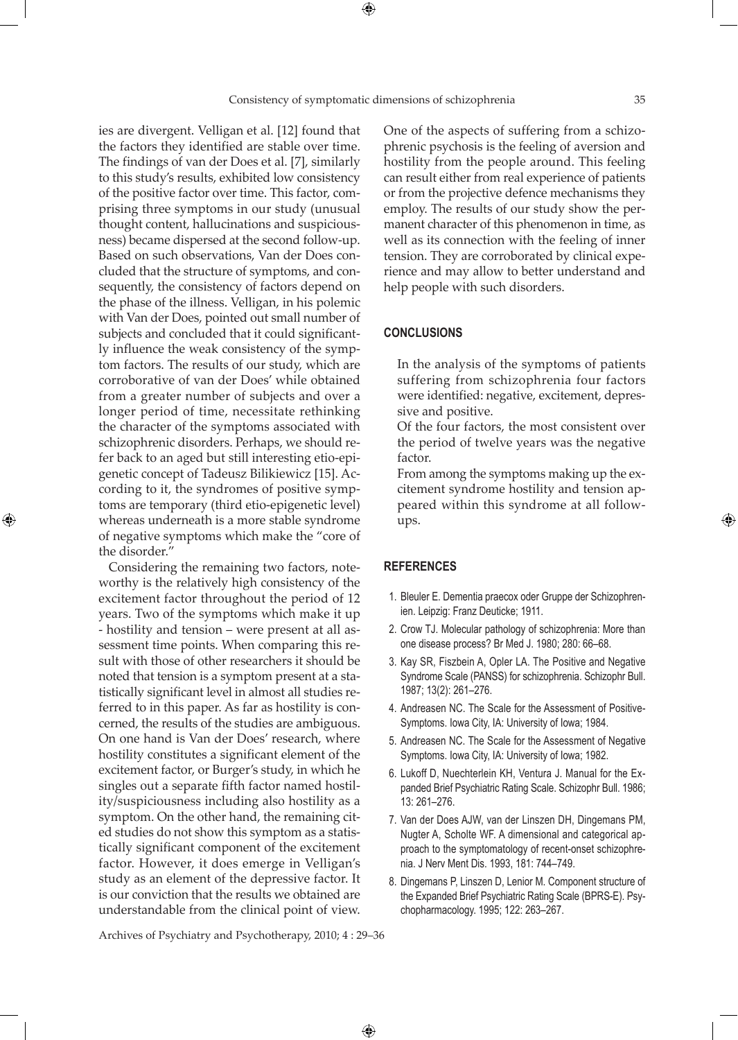ies are divergent. Velligan et al. [12] found that the factors they identified are stable over time. The findings of van der Does et al. [7], similarly to this study's results, exhibited low consistency of the positive factor over time. This factor, comprising three symptoms in our study (unusual thought content, hallucinations and suspiciousness) became dispersed at the second follow-up. Based on such observations, Van der Does concluded that the structure of symptoms, and consequently, the consistency of factors depend on the phase of the illness. Velligan, in his polemic with Van der Does, pointed out small number of subjects and concluded that it could significantly influence the weak consistency of the symptom factors. The results of our study, which are corroborative of van der Does' while obtained from a greater number of subjects and over a longer period of time, necessitate rethinking the character of the symptoms associated with schizophrenic disorders. Perhaps, we should refer back to an aged but still interesting etio-epigenetic concept of Tadeusz Bilikiewicz [15]. According to it, the syndromes of positive symptoms are temporary (third etio-epigenetic level) whereas underneath is a more stable syndrome of negative symptoms which make the "core of the disorder."

Considering the remaining two factors, noteworthy is the relatively high consistency of the excitement factor throughout the period of 12 years. Two of the symptoms which make it up - hostility and tension – were present at all assessment time points. When comparing this result with those of other researchers it should be noted that tension is a symptom present at a statistically significant level in almost all studies referred to in this paper. As far as hostility is concerned, the results of the studies are ambiguous. On one hand is Van der Does' research, where hostility constitutes a significant element of the excitement factor, or Burger's study, in which he singles out a separate fifth factor named hostility/suspiciousness including also hostility as a symptom. On the other hand, the remaining cited studies do not show this symptom as a statistically significant component of the excitement factor. However, it does emerge in Velligan's study as an element of the depressive factor. It is our conviction that the results we obtained are understandable from the clinical point of view. One of the aspects of suffering from a schizophrenic psychosis is the feeling of aversion and hostility from the people around. This feeling can result either from real experience of patients or from the projective defence mechanisms they employ. The results of our study show the permanent character of this phenomenon in time, as well as its connection with the feeling of inner tension. They are corroborated by clinical experience and may allow to better understand and help people with such disorders.

## CONCLUSIONS

In the analysis of the symptoms of patients suffering from schizophrenia four factors were identified: negative, excitement, depressive and positive.

Of the four factors, the most consistent over the period of twelve years was the negative factor.

From among the symptoms making up the excitement syndrome hostility and tension appeared within this syndrome at all follow-ups.

## REFERENCES

1. Bleuler E. Dementia praecox oder Gruppe der Schizophrenien. Leipzig: Franz Deuticke; 1911.
2. Crow TJ. Molecular pathology of schizophrenia: More than one disease process? Br Med J. 1980; 280: 66–68.
3. Kay SR, Fiszbein A, Opler LA. The Positive and Negative Syndrome Scale (PANSS) for schizophrenia. Schizophr Bull. 1987; 13(2): 261–276.
4. Andreasen NC. The Scale for the Assessment of Positive-Symptoms. Iowa City, IA: University of Iowa; 1984.
5. Andreasen NC. The Scale for the Assessment of Negative Symptoms. Iowa City, IA: University of Iowa; 1982.
6. Lukoff D, Nuechterlein KH, Ventura J. Manual for the Expanded Brief Psychiatric Rating Scale. Schizophr Bull. 1986; 13: 261–276.
7. Van der Does AJW, van der Linszen DH, Dingemans PM, Nugter A, Scholte WF. A dimensional and categorical approach to the symptomatology of recent-onset schizophrenia. J Nerv Ment Dis. 1993, 181: 744–749.
8. Dingemans P, Linszen D, Lenior M. Component structure of the Expanded Brief Psychiatric Rating Scale (BPRS-E). Psychopharmacology. 1995; 122: 263–267.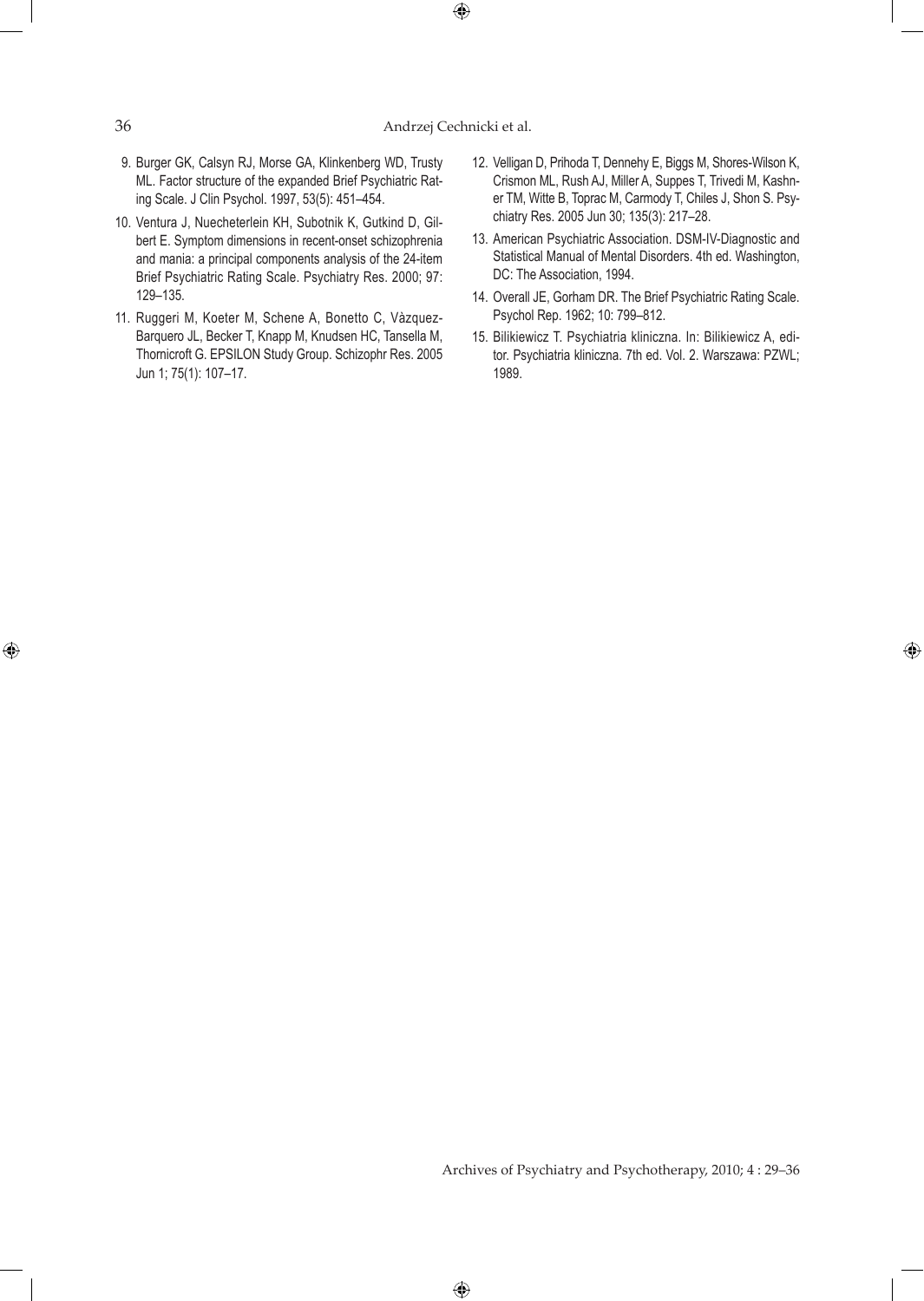9. Burger GK, Calsyn RJ, Morse GA, Klinkenberg WD, Trusty ML. Factor structure of the expanded Brief Psychiatric Rating Scale. J Clin Psychol. 1997, 53(5): 451–454.
10. Ventura J, Nuecheterlein KH, Subotnik K, Gutkind D, Gilbert E. Symptom dimensions in recent-onset schizophrenia and mania: a principal components analysis of the 24-item Brief Psychiatric Rating Scale. Psychiatry Res. 2000; 97: 129–135.
11. Ruggeri M, Koeter M, Schene A, Bonetto C, Vàzquez-Barquero JL, Becker T, Knapp M, Knudsen HC, Tansella M, Thornicroft G. EPSILON Study Group. Schizophr Res. 2005 Jun 1; 75(1): 107–17.
12. Velligan D, Prihoda T, Dennehy E, Biggs M, Shores-Wilson K, Crismon ML, Rush AJ, Miller A, Suppes T, Trivedi M, Kashner TM, Witte B, Toprac M, Carmody T, Chiles J, Shon S. Psychiatry Res. 2005 Jun 30; 135(3): 217–28.
13. American Psychiatric Association. DSM-IV-Diagnostic and Statistical Manual of Mental Disorders. 4th ed. Washington, DC: The Association, 1994.
14. Overall JE, Gorham DR. The Brief Psychiatric Rating Scale. Psychol Rep. 1962; 10: 799–812.
15. Bilikiewicz T. Psychiatria kliniczna. In: Bilikiewicz A, editor. Psychiatria kliniczna. 7th ed. Vol. 2. Warszawa: PZWL; 1989.